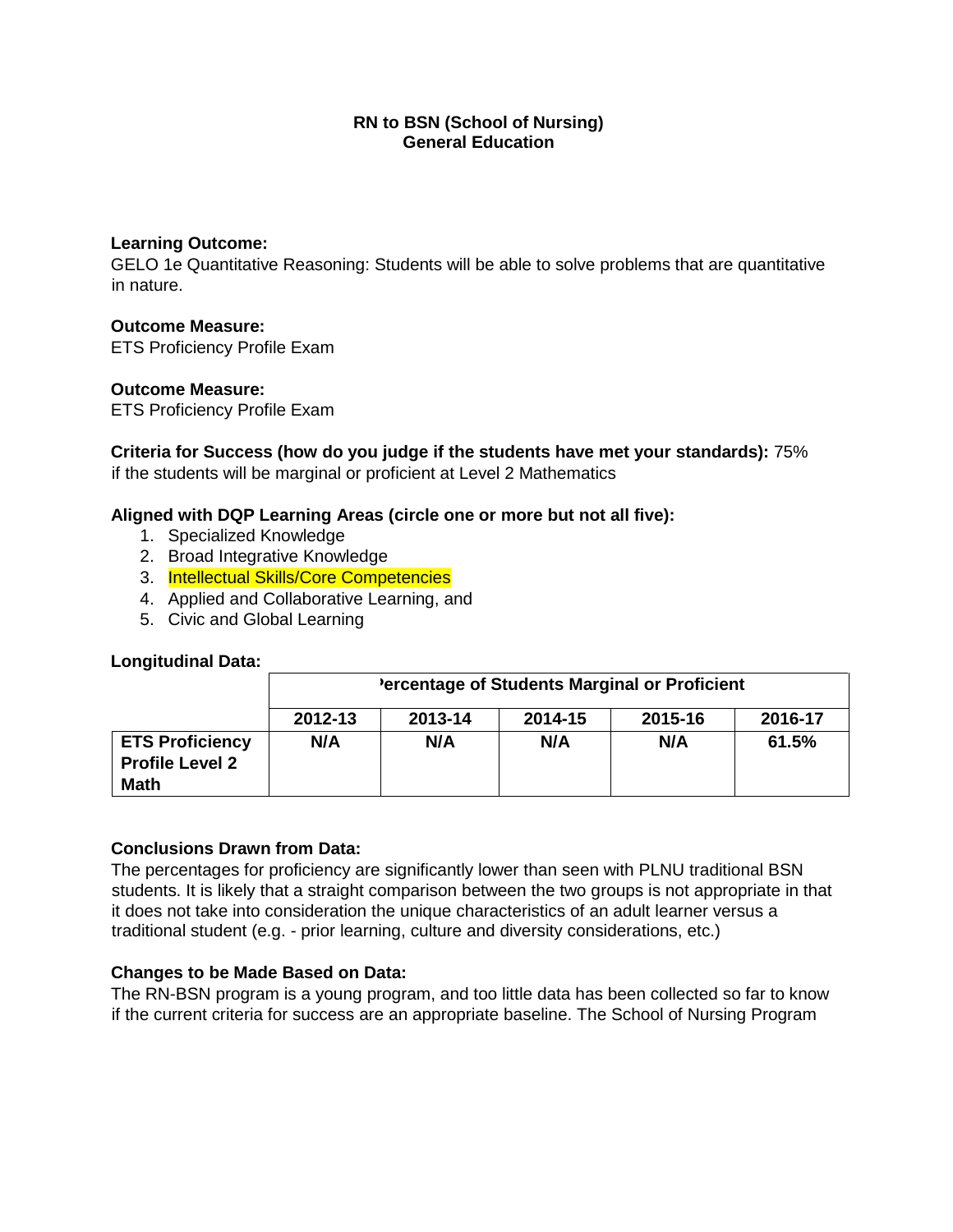**RN to BSN (School of Nursing)**
**General Education**

**Learning Outcome:**
GELO 1e Quantitative Reasoning: Students will be able to solve problems that are quantitative in nature.

**Outcome Measure:**
ETS Proficiency Profile Exam

**Outcome Measure:**
ETS Proficiency Profile Exam

**Criteria for Success (how do you judge if the students have met your standards):** 75% if the students will be marginal or proficient at Level 2 Mathematics

**Aligned with DQP Learning Areas (circle one or more but not all five):**

1. Specialized Knowledge
2. Broad Integrative Knowledge
3. Intellectual Skills/Core Competencies
4. Applied and Collaborative Learning, and
5. Civic and Global Learning

**Longitudinal Data:**

| | Percentage of Students Marginal or Proficient | | | | |
|---|---|---|---|---|---|
| | **2012-13** | **2013-14** | **2014-15** | **2015-16** | **2016-17** |
| **ETS Proficiency Profile Level 2 Math** | **N/A** | **N/A** | **N/A** | **N/A** | **61.5%** |

**Conclusions Drawn from Data:**
The percentages for proficiency are significantly lower than seen with PLNU traditional BSN students. It is likely that a straight comparison between the two groups is not appropriate in that it does not take into consideration the unique characteristics of an adult learner versus a traditional student (e.g. - prior learning, culture and diversity considerations, etc.)

**Changes to be Made Based on Data:**
The RN-BSN program is a young program, and too little data has been collected so far to know if the current criteria for success are an appropriate baseline. The School of Nursing Program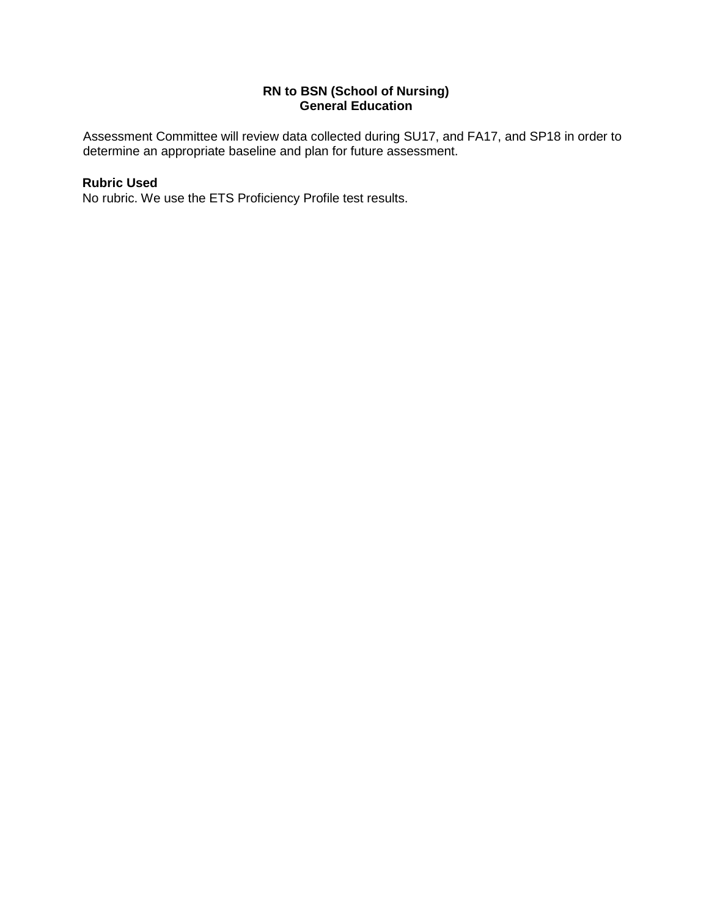**RN to BSN (School of Nursing)**
**General Education**

Assessment Committee will review data collected during SU17, and FA17, and SP18 in order to determine an appropriate baseline and plan for future assessment.

**Rubric Used**

No rubric. We use the ETS Proficiency Profile test results.